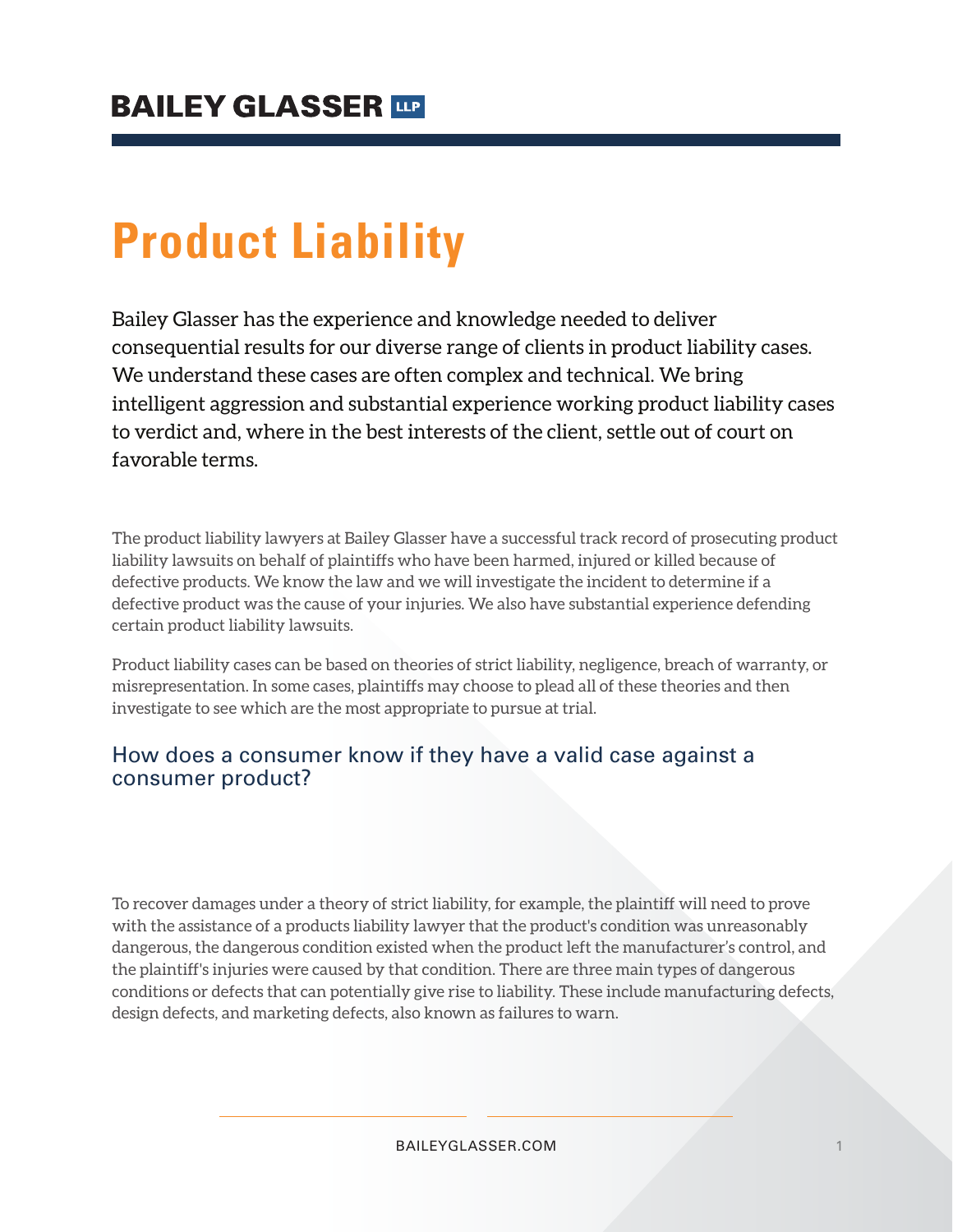BAILEY GLASSER LLP

# Product Liability

Bailey Glasser has the experience and knowledge needed to deliver consequential results for our diverse range of clients in product liability cases. We understand these cases are often complex and technical. We bring intelligent aggression and substantial experience working product liability cases to verdict and, where in the best interests of the client, settle out of court on favorable terms.

The product liability lawyers at Bailey Glasser have a successful track record of prosecuting product liability lawsuits on behalf of plaintiffs who have been harmed, injured or killed because of defective products. We know the law and we will investigate the incident to determine if a defective product was the cause of your injuries. We also have substantial experience defending certain product liability lawsuits.

Product liability cases can be based on theories of strict liability, negligence, breach of warranty, or misrepresentation. In some cases, plaintiffs may choose to plead all of these theories and then investigate to see which are the most appropriate to pursue at trial.

## How does a consumer know if they have a valid case against a consumer product?

To recover damages under a theory of strict liability, for example, the plaintiff will need to prove with the assistance of a products liability lawyer that the product's condition was unreasonably dangerous, the dangerous condition existed when the product left the manufacturer's control, and the plaintiff's injuries were caused by that condition. There are three main types of dangerous conditions or defects that can potentially give rise to liability. These include manufacturing defects, design defects, and marketing defects, also known as failures to warn.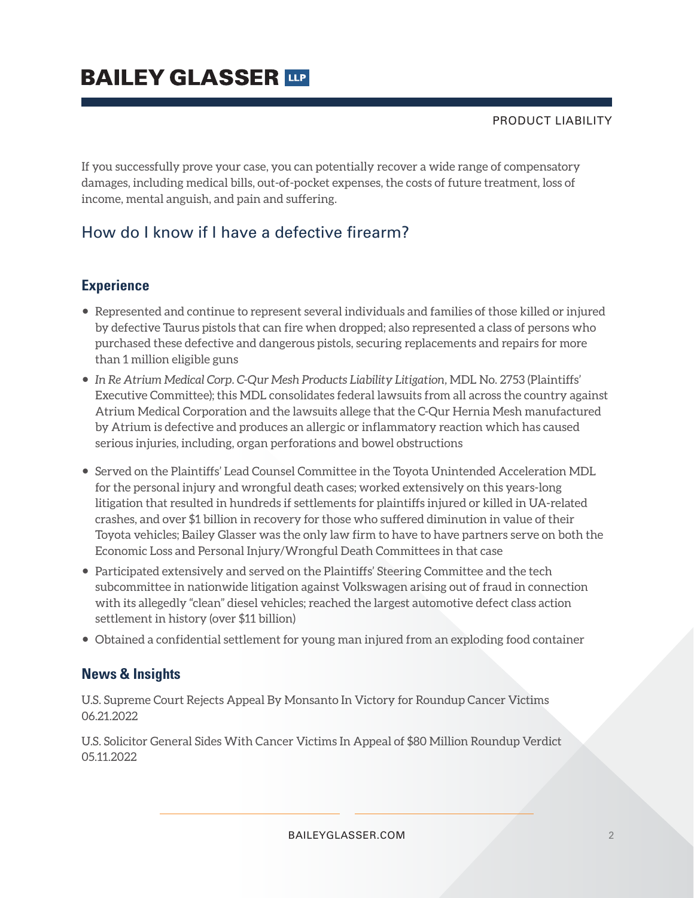If you successfully prove your case, you can potentially recover a wide range of compensatory damages, including medical bills, out-of-pocket expenses, the costs of future treatment, loss of income, mental anguish, and pain and suffering.

## How do I know if I have a defective firearm?

### Experience

- Represented and continue to represent several individuals and families of those killed or injured by defective Taurus pistols that can fire when dropped; also represented a class of persons who purchased these defective and dangerous pistols, securing replacements and repairs for more than 1 million eligible guns
- *In Re Atrium Medical Corp. C-Qur Mesh Products Liability Litigation*, MDL No. 2753 (Plaintiffs' Executive Committee); this MDL consolidates federal lawsuits from all across the country against Atrium Medical Corporation and the lawsuits allege that the C-Qur Hernia Mesh manufactured by Atrium is defective and produces an allergic or inflammatory reaction which has caused serious injuries, including, organ perforations and bowel obstructions
- Served on the Plaintiffs' Lead Counsel Committee in the Toyota Unintended Acceleration MDL for the personal injury and wrongful death cases; worked extensively on this years-long litigation that resulted in hundreds if settlements for plaintiffs injured or killed in UA-related crashes, and over $1 billion in recovery for those who suffered diminution in value of their Toyota vehicles; Bailey Glasser was the only law firm to have to have partners serve on both the Economic Loss and Personal Injury/Wrongful Death Committees in that case
- Participated extensively and served on the Plaintiffs' Steering Committee and the tech subcommittee in nationwide litigation against Volkswagen arising out of fraud in connection with its allegedly "clean" diesel vehicles; reached the largest automotive defect class action settlement in history (over $11 billion)
- Obtained a confidential settlement for young man injured from an exploding food container

### News & Insights

U.S. Supreme Court Rejects Appeal By Monsanto In Victory for Roundup Cancer Victims
06.21.2022

U.S. Solicitor General Sides With Cancer Victims In Appeal of $80 Million Roundup Verdict
05.11.2022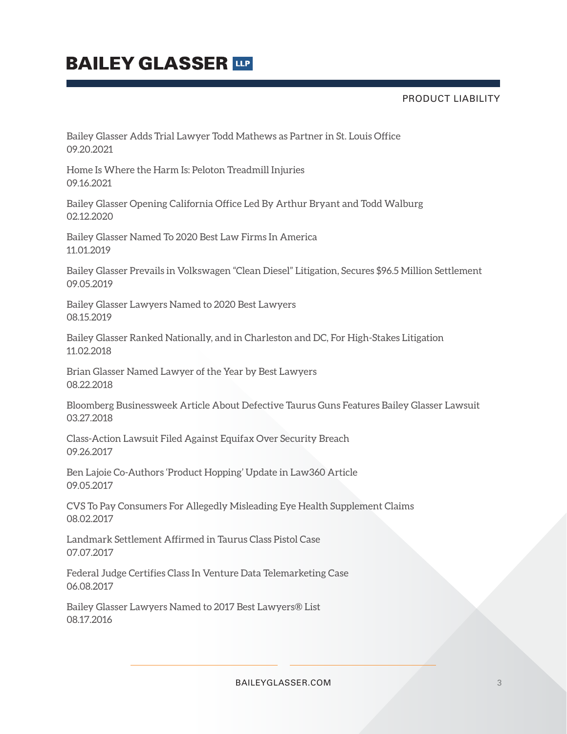Bailey Glasser Adds Trial Lawyer Todd Mathews as Partner in St. Louis Office
09.20.2021

Home Is Where the Harm Is: Peloton Treadmill Injuries
09.16.2021

Bailey Glasser Opening California Office Led By Arthur Bryant and Todd Walburg
02.12.2020

Bailey Glasser Named To 2020 Best Law Firms In America
11.01.2019

Bailey Glasser Prevails in Volkswagen "Clean Diesel" Litigation, Secures $96.5 Million Settlement
09.05.2019

Bailey Glasser Lawyers Named to 2020 Best Lawyers
08.15.2019

Bailey Glasser Ranked Nationally, and in Charleston and DC, For High-Stakes Litigation
11.02.2018

Brian Glasser Named Lawyer of the Year by Best Lawyers
08.22.2018

Bloomberg Businessweek Article About Defective Taurus Guns Features Bailey Glasser Lawsuit
03.27.2018

Class-Action Lawsuit Filed Against Equifax Over Security Breach
09.26.2017

Ben Lajoie Co-Authors 'Product Hopping' Update in Law360 Article
09.05.2017

CVS To Pay Consumers For Allegedly Misleading Eye Health Supplement Claims
08.02.2017

Landmark Settlement Affirmed in Taurus Class Pistol Case
07.07.2017

Federal Judge Certifies Class In Venture Data Telemarketing Case
06.08.2017

Bailey Glasser Lawyers Named to 2017 Best Lawyers® List
08.17.2016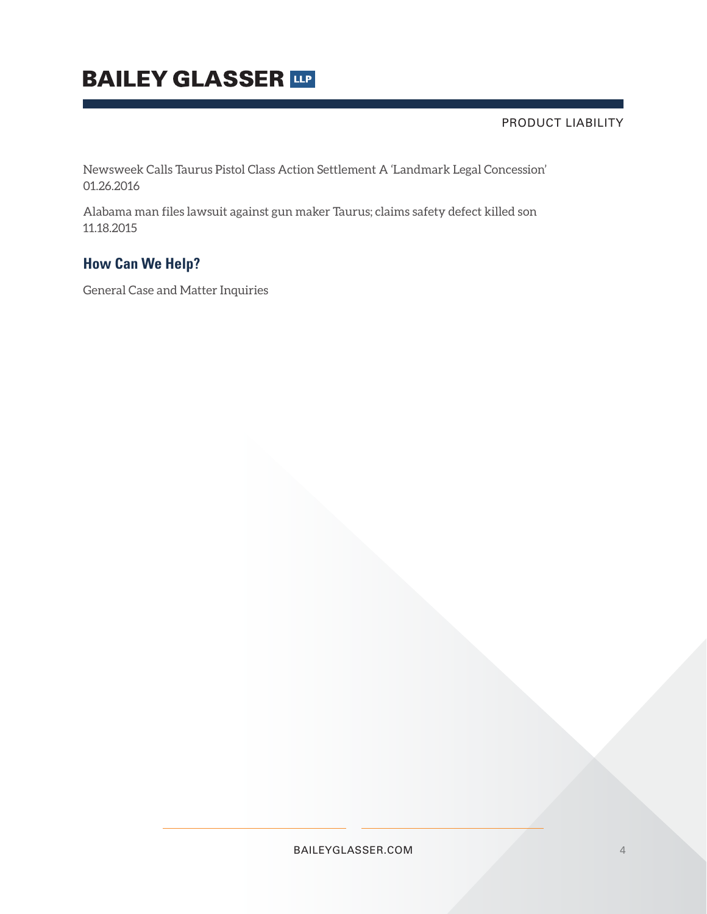Newsweek Calls Taurus Pistol Class Action Settlement A 'Landmark Legal Concession'
01.26.2016

Alabama man files lawsuit against gun maker Taurus; claims safety defect killed son
11.18.2015

## How Can We Help?

General Case and Matter Inquiries